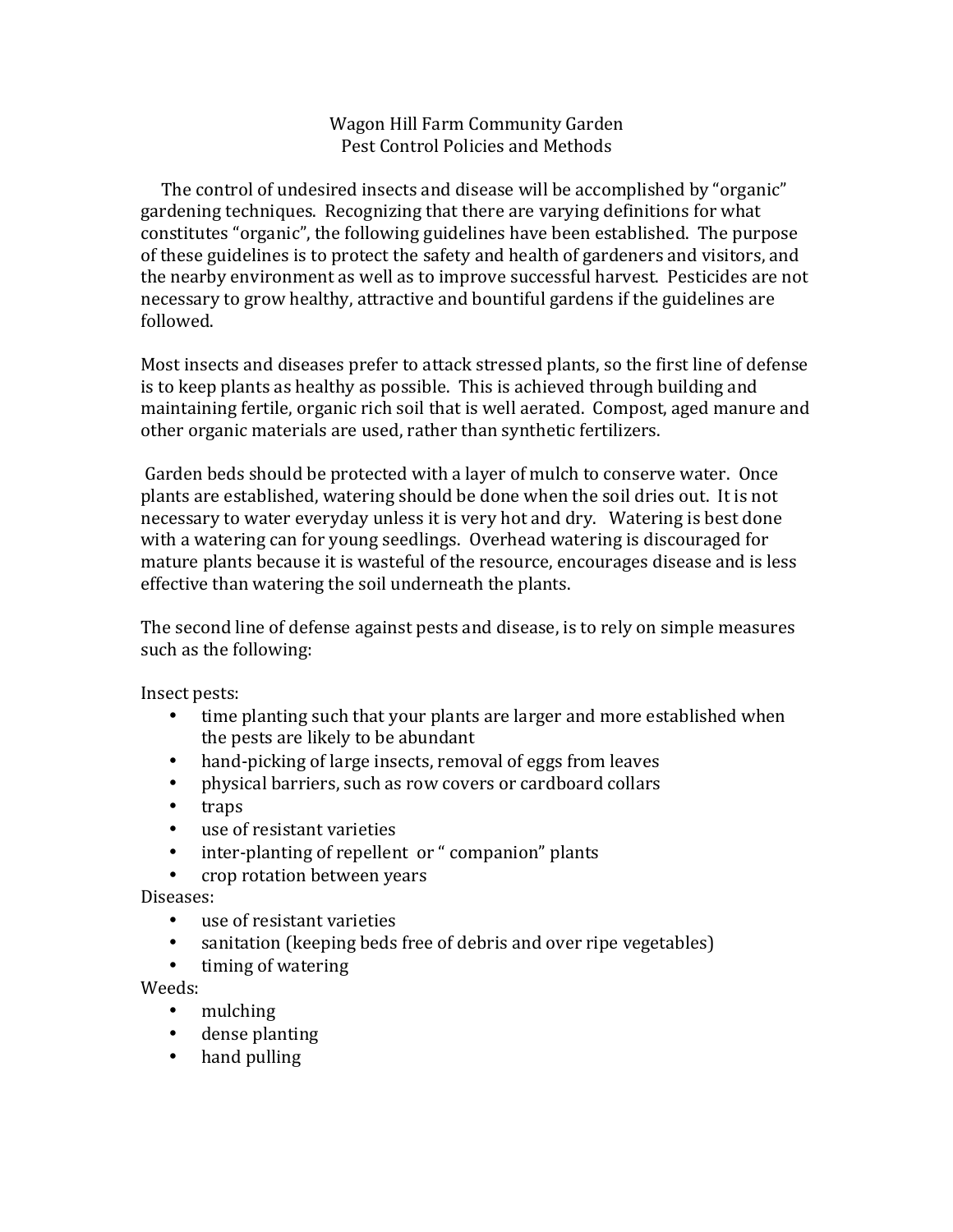# Wagon Hill Farm Community Garden
## Pest Control Policies and Methods

The control of undesired insects and disease will be accomplished by "organic" gardening techniques. Recognizing that there are varying definitions for what constitutes "organic", the following guidelines have been established. The purpose of these guidelines is to protect the safety and health of gardeners and visitors, and the nearby environment as well as to improve successful harvest. Pesticides are not necessary to grow healthy, attractive and bountiful gardens if the guidelines are followed.

Most insects and diseases prefer to attack stressed plants, so the first line of defense is to keep plants as healthy as possible. This is achieved through building and maintaining fertile, organic rich soil that is well aerated. Compost, aged manure and other organic materials are used, rather than synthetic fertilizers.

Garden beds should be protected with a layer of mulch to conserve water. Once plants are established, watering should be done when the soil dries out. It is not necessary to water everyday unless it is very hot and dry. Watering is best done with a watering can for young seedlings. Overhead watering is discouraged for mature plants because it is wasteful of the resource, encourages disease and is less effective than watering the soil underneath the plants.

The second line of defense against pests and disease, is to rely on simple measures such as the following:

Insect pests:

- time planting such that your plants are larger and more established when the pests are likely to be abundant
- hand-picking of large insects, removal of eggs from leaves
- physical barriers, such as row covers or cardboard collars
- traps
- use of resistant varieties
- inter-planting of repellent or " companion" plants
- crop rotation between years

Diseases:

- use of resistant varieties
- sanitation (keeping beds free of debris and over ripe vegetables)
- timing of watering

Weeds:

- mulching
- dense planting
- hand pulling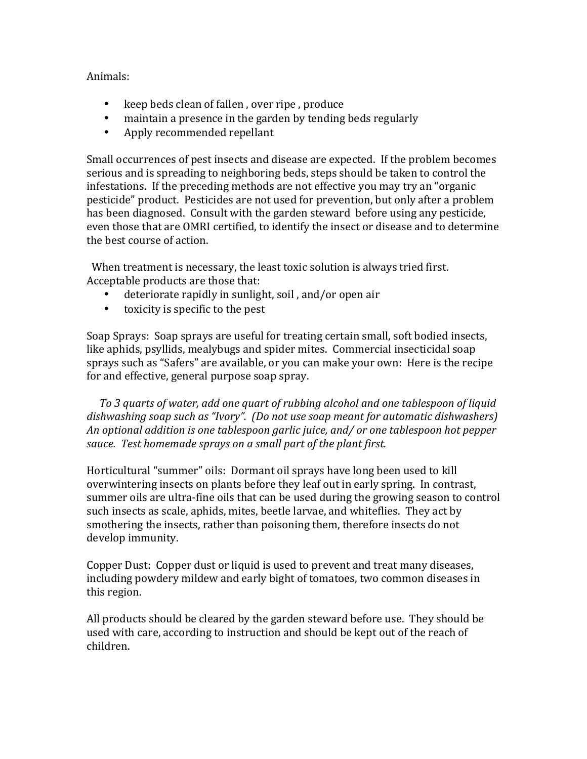Animals:

- keep beds clean of fallen , over ripe , produce
- maintain a presence in the garden by tending beds regularly
- Apply recommended repellant

Small occurrences of pest insects and disease are expected. If the problem becomes serious and is spreading to neighboring beds, steps should be taken to control the infestations. If the preceding methods are not effective you may try an "organic pesticide" product. Pesticides are not used for prevention, but only after a problem has been diagnosed. Consult with the garden steward before using any pesticide, even those that are OMRI certified, to identify the insect or disease and to determine the best course of action.

When treatment is necessary, the least toxic solution is always tried first. Acceptable products are those that:

- deteriorate rapidly in sunlight, soil , and/or open air
- toxicity is specific to the pest

Soap Sprays: Soap sprays are useful for treating certain small, soft bodied insects, like aphids, psyllids, mealybugs and spider mites. Commercial insecticidal soap sprays such as "Safers" are available, or you can make your own: Here is the recipe for and effective, general purpose soap spray.

*To 3 quarts of water, add one quart of rubbing alcohol and one tablespoon of liquid dishwashing soap such as "Ivory". (Do not use soap meant for automatic dishwashers) An optional addition is one tablespoon garlic juice, and/ or one tablespoon hot pepper sauce. Test homemade sprays on a small part of the plant first.*

Horticultural "summer" oils: Dormant oil sprays have long been used to kill overwintering insects on plants before they leaf out in early spring. In contrast, summer oils are ultra-fine oils that can be used during the growing season to control such insects as scale, aphids, mites, beetle larvae, and whiteflies. They act by smothering the insects, rather than poisoning them, therefore insects do not develop immunity.

Copper Dust: Copper dust or liquid is used to prevent and treat many diseases, including powdery mildew and early bight of tomatoes, two common diseases in this region.

All products should be cleared by the garden steward before use. They should be used with care, according to instruction and should be kept out of the reach of children.